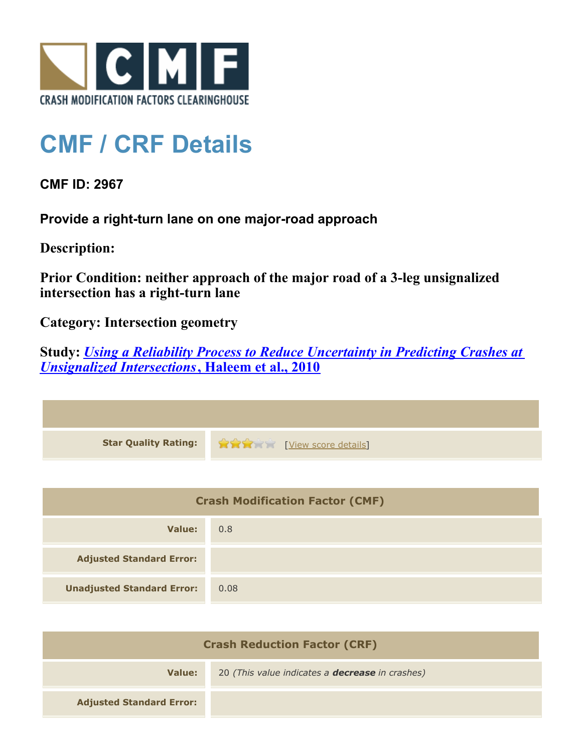CRASH MODIFICATION FACTORS CLEARINGHOUSE

# CMF / CRF Details

**CMF ID: 2967**

**Provide a right-turn lane on one major-road approach**

**Description:**

**Prior Condition: neither approach of the major road of a 3-leg unsignalized intersection has a right-turn lane**

**Category: Intersection geometry**

**Study: *Using a Reliability Process to Reduce Uncertainty in Predicting Crashes at Unsignalized Intersections*, Haleem et al., 2010**

| | |
|---|---|
| **Star Quality Rating:** | 3 stars [View score details] |

| Crash Modification Factor (CMF) | |
|---|---|
| **Value:** | 0.8 |
| **Adjusted Standard Error:** | |
| **Unadjusted Standard Error:** | 0.08 |

| Crash Reduction Factor (CRF) | |
|---|---|
| **Value:** | 20 *(This value indicates a **decrease** in crashes)* |
| **Adjusted Standard Error:** | |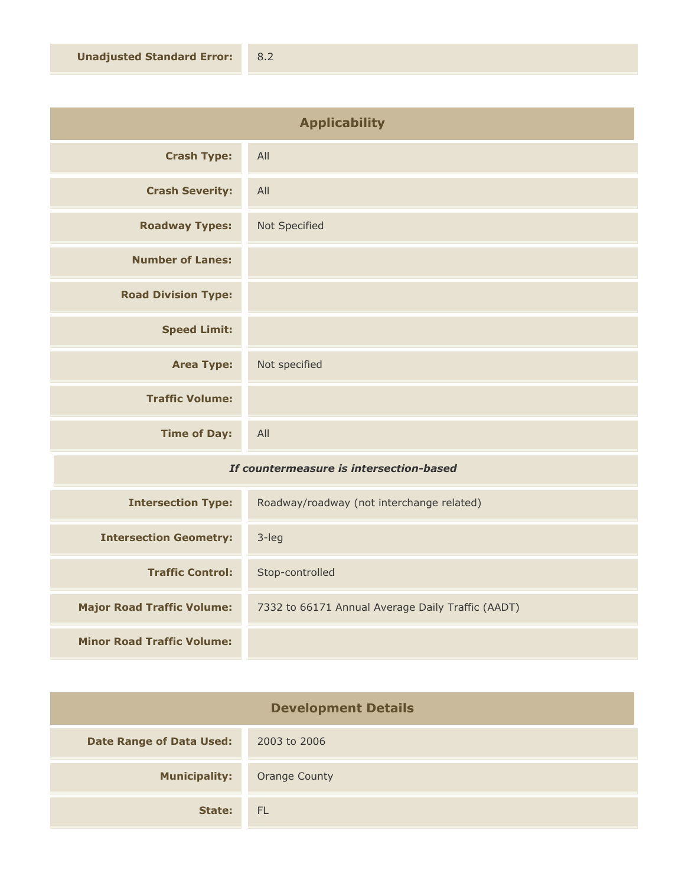| | |
|---|---|
| **Unadjusted Standard Error:** | 8.2 |

| Applicability | |
|---|---|
| **Crash Type:** | All |
| **Crash Severity:** | All |
| **Roadway Types:** | Not Specified |
| **Number of Lanes:** | |
| **Road Division Type:** | |
| **Speed Limit:** | |
| **Area Type:** | Not specified |
| **Traffic Volume:** | |
| **Time of Day:** | All |
| ***If countermeasure is intersection-based*** | |
| **Intersection Type:** | Roadway/roadway (not interchange related) |
| **Intersection Geometry:** | 3-leg |
| **Traffic Control:** | Stop-controlled |
| **Major Road Traffic Volume:** | 7332 to 66171 Annual Average Daily Traffic (AADT) |
| **Minor Road Traffic Volume:** | |

| Development Details | |
|---|---|
| **Date Range of Data Used:** | 2003 to 2006 |
| **Municipality:** | Orange County |
| **State:** | FL |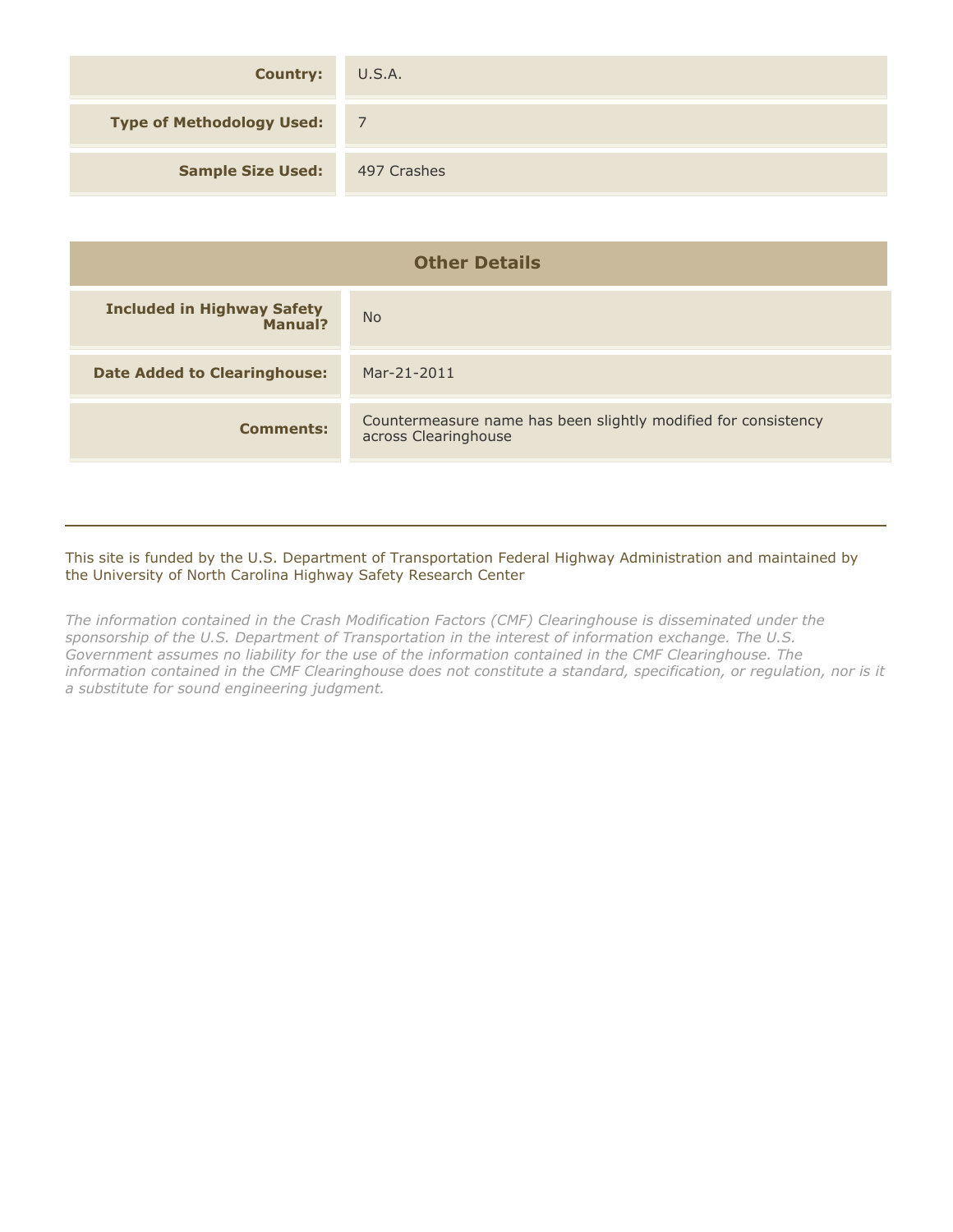| | |
|---|---|
| **Country:** | U.S.A. |
| **Type of Methodology Used:** | 7 |
| **Sample Size Used:** | 497 Crashes |

## Other Details

| | |
|---|---|
| **Included in Highway Safety Manual?** | No |
| **Date Added to Clearinghouse:** | Mar-21-2011 |
| **Comments:** | Countermeasure name has been slightly modified for consistency across Clearinghouse |

---

This site is funded by the U.S. Department of Transportation Federal Highway Administration and maintained by the University of North Carolina Highway Safety Research Center

*The information contained in the Crash Modification Factors (CMF) Clearinghouse is disseminated under the sponsorship of the U.S. Department of Transportation in the interest of information exchange. The U.S. Government assumes no liability for the use of the information contained in the CMF Clearinghouse. The information contained in the CMF Clearinghouse does not constitute a standard, specification, or regulation, nor is it a substitute for sound engineering judgment.*